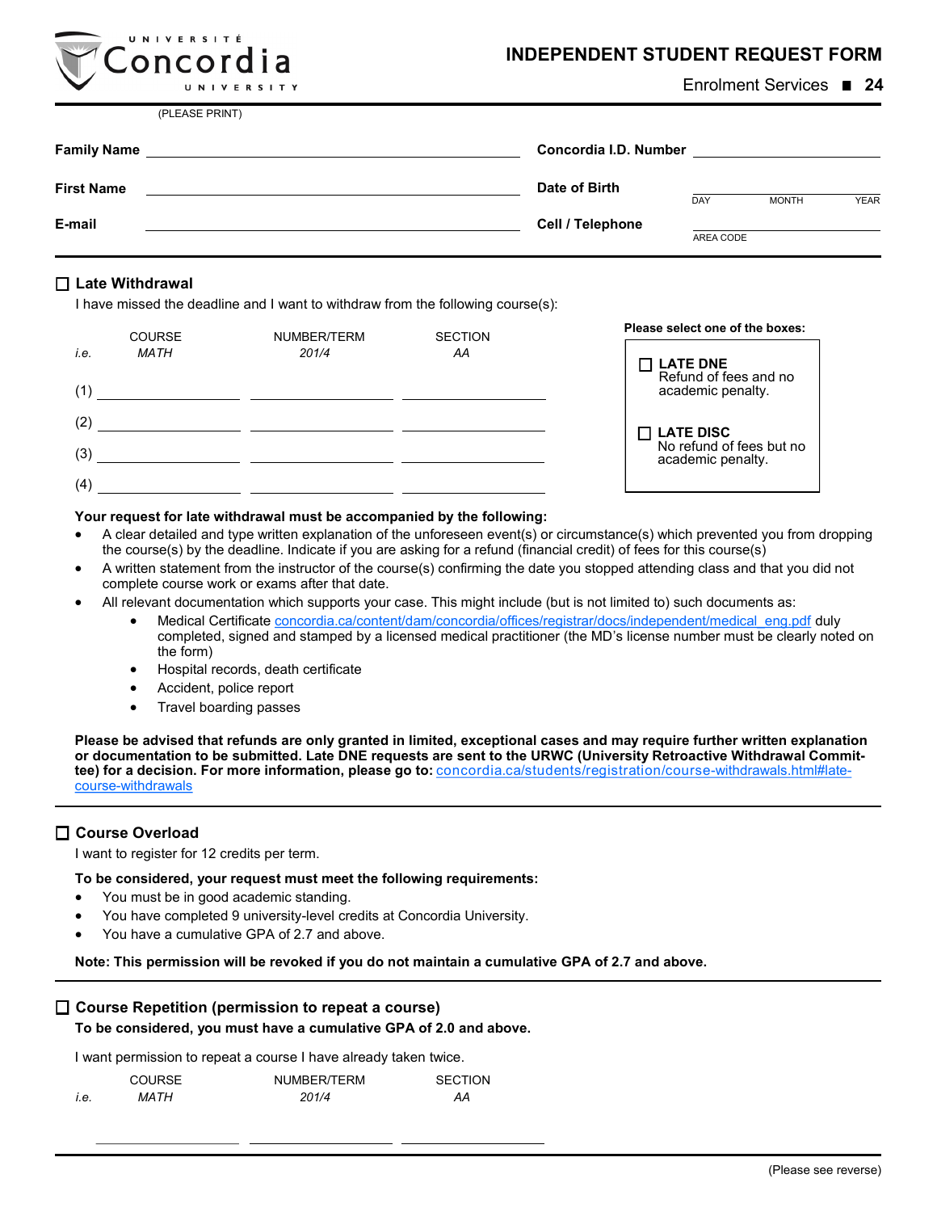Université Concordia University

# INDEPENDENT STUDENT REQUEST FORM

Enrolment Services ■ 24

(PLEASE PRINT)

**Family Name** ______________________ **Concordia I.D. Number** ______________________

**First Name** ______________________ **Date of Birth** ______________________ DAY MONTH YEAR

**E-mail** ______________________ **Cell / Telephone** ______________________ AREA CODE

## ☐ Late Withdrawal

I have missed the deadline and I want to withdraw from the following course(s):

| | COURSE | NUMBER/TERM | SECTION |
|---|---|---|---|
| *i.e.* | *MATH* | *201/4* | *AA* |
| (1) | | | |
| (2) | | | |
| (3) | | | |
| (4) | | | |

**Please select one of the boxes:**

☐ **LATE DNE**
Refund of fees and no academic penalty.

☐ **LATE DISC**
No refund of fees but no academic penalty.

**Your request for late withdrawal must be accompanied by the following:**

- A clear detailed and type written explanation of the unforeseen event(s) or circumstance(s) which prevented you from dropping the course(s) by the deadline. Indicate if you are asking for a refund (financial credit) of fees for this course(s)
- A written statement from the instructor of the course(s) confirming the date you stopped attending class and that you did not complete course work or exams after that date.
- All relevant documentation which supports your case. This might include (but is not limited to) such documents as:
  - Medical Certificate concordia.ca/content/dam/concordia/offices/registrar/docs/independent/medical_eng.pdf duly completed, signed and stamped by a licensed medical practitioner (the MD's license number must be clearly noted on the form)
  - Hospital records, death certificate
  - Accident, police report
  - Travel boarding passes

**Please be advised that refunds are only granted in limited, exceptional cases and may require further written explanation or documentation to be submitted. Late DNE requests are sent to the URWC (University Retroactive Withdrawal Committee) for a decision. For more information, please go to:** concordia.ca/students/registration/course-withdrawals.html#late-course-withdrawals

## ☐ Course Overload

I want to register for 12 credits per term.

**To be considered, your request must meet the following requirements:**

- You must be in good academic standing.
- You have completed 9 university-level credits at Concordia University.
- You have a cumulative GPA of 2.7 and above.

**Note: This permission will be revoked if you do not maintain a cumulative GPA of 2.7 and above.**

## ☐ Course Repetition (permission to repeat a course)

**To be considered, you must have a cumulative GPA of 2.0 and above.**

I want permission to repeat a course I have already taken twice.

| | COURSE | NUMBER/TERM | SECTION |
|---|---|---|---|
| *i.e.* | *MATH* | *201/4* | *AA* |
| | | | |

(Please see reverse)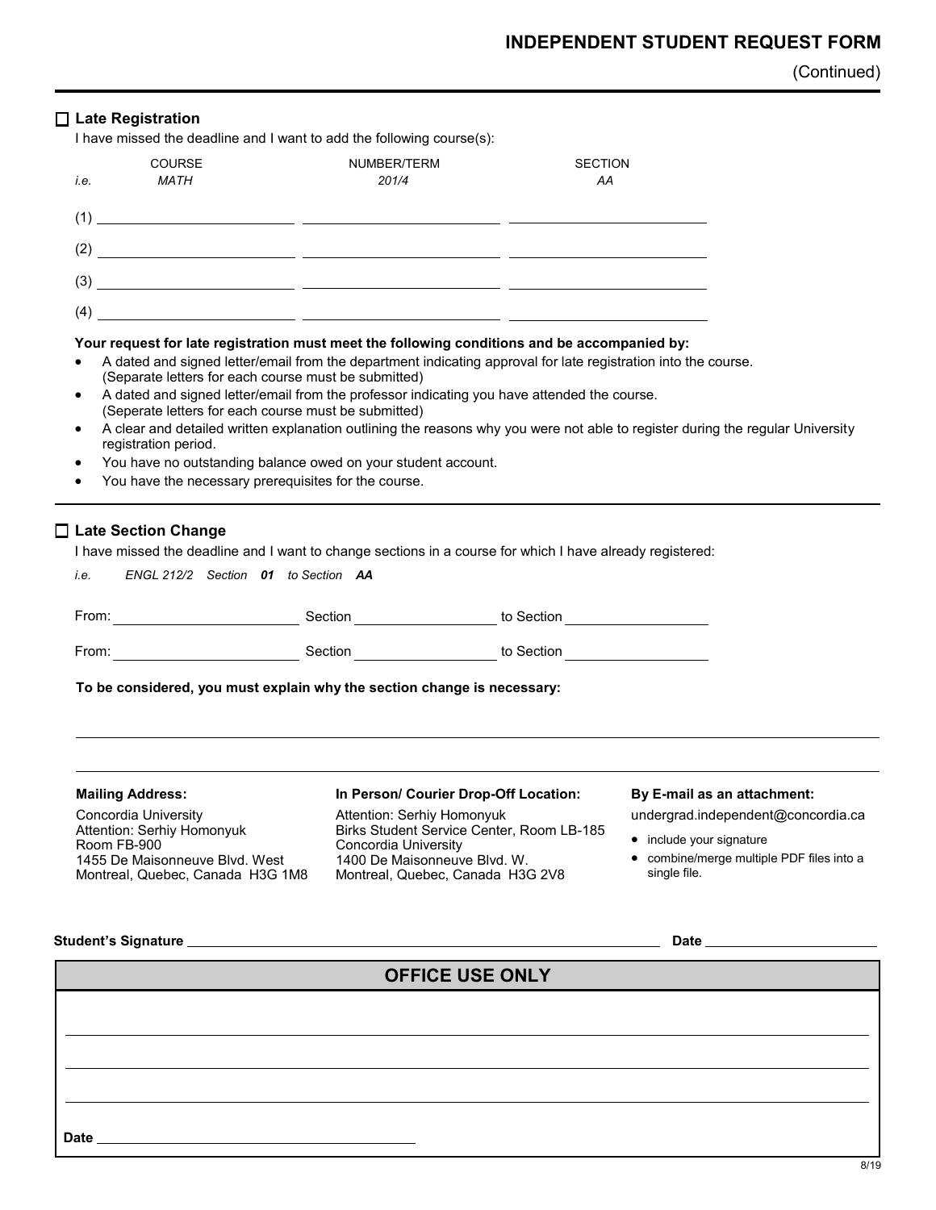# INDEPENDENT STUDENT REQUEST FORM

(Continued)

☐ **Late Registration**

I have missed the deadline and I want to add the following course(s):

| | COURSE | NUMBER/TERM | SECTION |
|---|---|---|---|
| *i.e.* | *MATH* | *201/4* | *AA* |
| (1) | | | |
| (2) | | | |
| (3) | | | |
| (4) | | | |

**Your request for late registration must meet the following conditions and be accompanied by:**

- A dated and signed letter/email from the department indicating approval for late registration into the course. (Separate letters for each course must be submitted)
- A dated and signed letter/email from the professor indicating you have attended the course. (Seperate letters for each course must be submitted)
- A clear and detailed written explanation outlining the reasons why you were not able to register during the regular University registration period.
- You have no outstanding balance owed on your student account.
- You have the necessary prerequisites for the course.

☐ **Late Section Change**

I have missed the deadline and I want to change sections in a course for which I have already registered:

*i.e. ENGL 212/2 Section* ***01*** *to Section* ***AA***

From: ______________________ Section ________________ to Section ________________

From: ______________________ Section ________________ to Section ________________

**To be considered, you must explain why the section change is necessary:**

______________________________________________________________________

______________________________________________________________________

**Mailing Address:**

Concordia University
Attention: Serhiy Homonyuk
Room FB-900
1455 De Maisonneuve Blvd. West
Montreal, Quebec, Canada H3G 1M8

**In Person/ Courier Drop-Off Location:**

Attention: Serhiy Homonyuk
Birks Student Service Center, Room LB-185
Concordia University
1400 De Maisonneuve Blvd. W.
Montreal, Quebec, Canada H3G 2V8

**By E-mail as an attachment:**

undergrad.independent@concordia.ca

- include your signature
- combine/merge multiple PDF files into a single file.

**Student's Signature** ____________________________________________ **Date** ____________________

## OFFICE USE ONLY

______________________________________________________________________

______________________________________________________________________

______________________________________________________________________

**Date** ________________________________

8/19